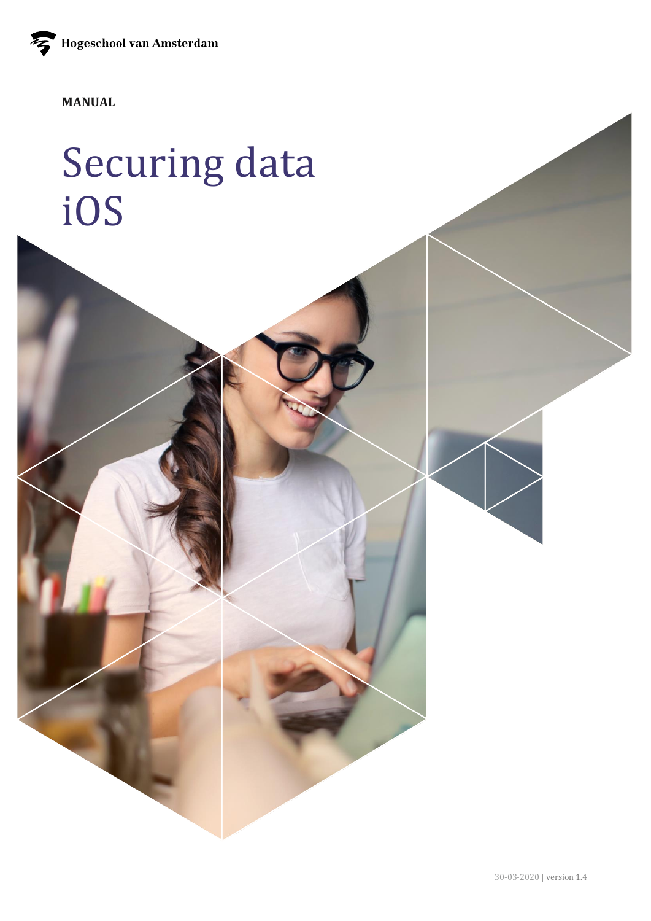Hogeschool van Amsterdam

**MANUAL**

# Securing data iOS

30-03-2020 | version 1.4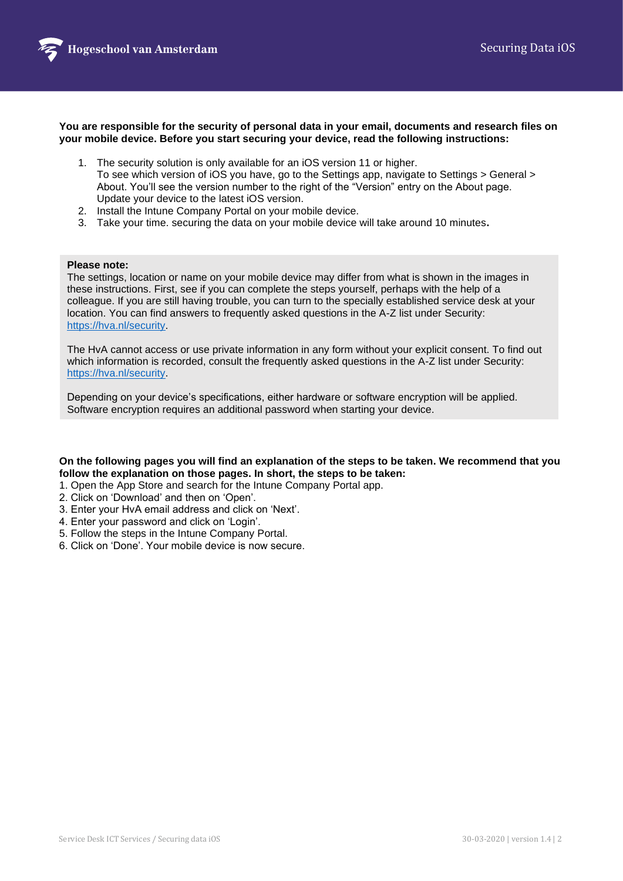**You are responsible for the security of personal data in your email, documents and research files on your mobile device. Before you start securing your device, read the following instructions:**

1. The security solution is only available for an iOS version 11 or higher.
   To see which version of iOS you have, go to the Settings app, navigate to Settings > General > About. You'll see the version number to the right of the "Version" entry on the About page. Update your device to the latest iOS version.
2. Install the Intune Company Portal on your mobile device.
3. Take your time. securing the data on your mobile device will take around 10 minutes**.**

**Please note:**
The settings, location or name on your mobile device may differ from what is shown in the images in these instructions. First, see if you can complete the steps yourself, perhaps with the help of a colleague. If you are still having trouble, you can turn to the specially established service desk at your location. You can find answers to frequently asked questions in the A-Z list under Security: [https://hva.nl/security](https://hva.nl/security).

The HvA cannot access or use private information in any form without your explicit consent. To find out which information is recorded, consult the frequently asked questions in the A-Z list under Security: [https://hva.nl/security](https://hva.nl/security).

Depending on your device's specifications, either hardware or software encryption will be applied. Software encryption requires an additional password when starting your device.

**On the following pages you will find an explanation of the steps to be taken. We recommend that you follow the explanation on those pages. In short, the steps to be taken:**

1. Open the App Store and search for the Intune Company Portal app.
2. Click on 'Download' and then on 'Open'.
3. Enter your HvA email address and click on 'Next'.
4. Enter your password and click on 'Login'.
5. Follow the steps in the Intune Company Portal.
6. Click on 'Done'. Your mobile device is now secure.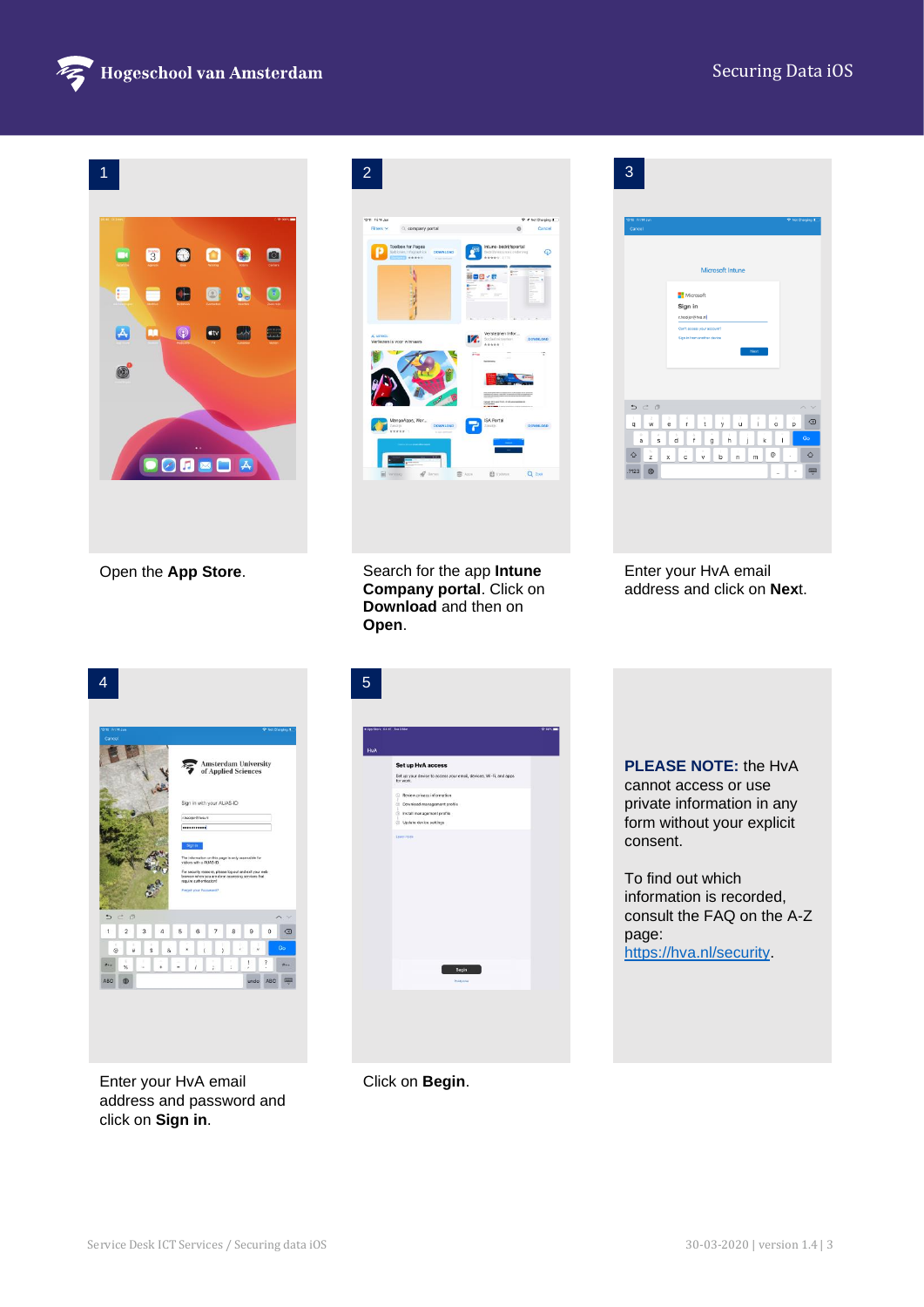1

Open the **App Store**.

2

Search for the app **Intune Company portal**. Click on **Download** and then on **Open**.

3

Enter your HvA email address and click on **Nex**t.

4

Enter your HvA email address and password and click on **Sign in**.

5

Click on **Begin**.

**PLEASE NOTE:** the HvA cannot access or use private information in any form without your explicit consent.

To find out which information is recorded, consult the FAQ on the A-Z page: https://hva.nl/security.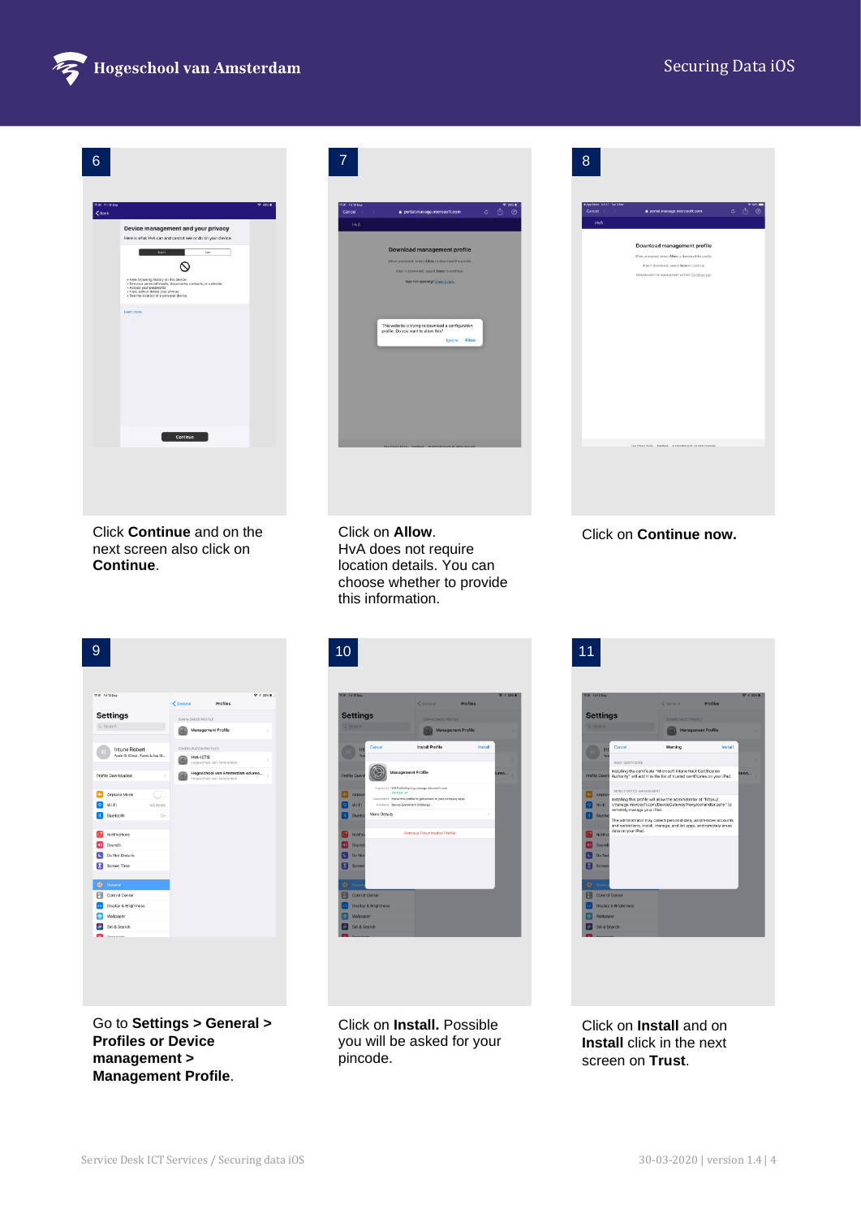6

Click **Continue** and on the next screen also click on **Continue**.

7

Click on **Allow**.
HvA does not require location details. You can choose whether to provide this information.

8

Click on **Continue now.**

9

Go to **Settings > General > Profiles or Device management > Management Profile**.

10

Click on **Install.** Possible you will be asked for your pincode.

11

Click on **Install** and on **Install** click in the next screen on **Trust**.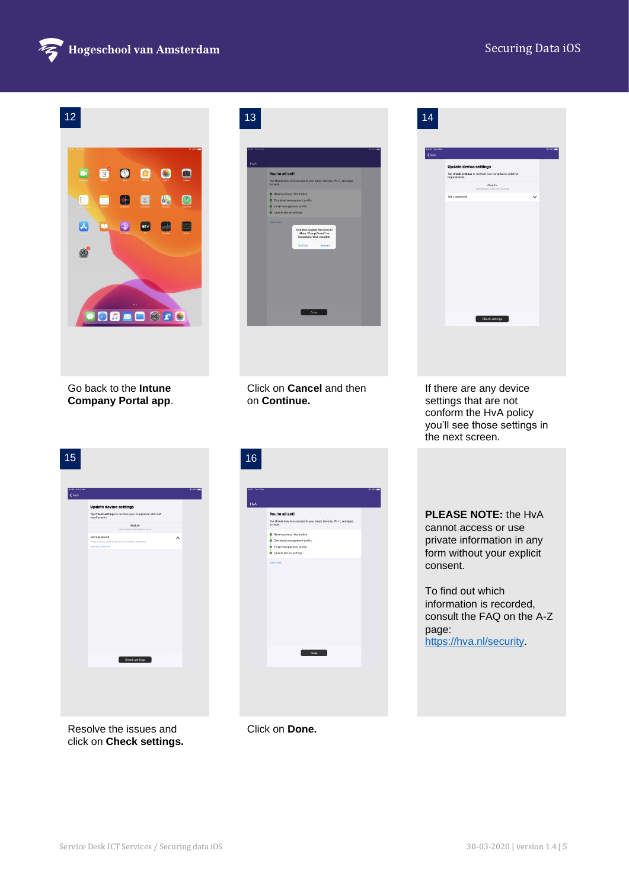12

Go back to the **Intune Company Portal app**.

13

Click on **Cancel** and then on **Continue.**

14

If there are any device settings that are not conform the HvA policy you'll see those settings in the next screen.

15

Resolve the issues and click on **Check settings.**

16

Click on **Done.**

**PLEASE NOTE:** the HvA cannot access or use private information in any form without your explicit consent.

To find out which information is recorded, consult the FAQ on the A-Z page: https://hva.nl/security.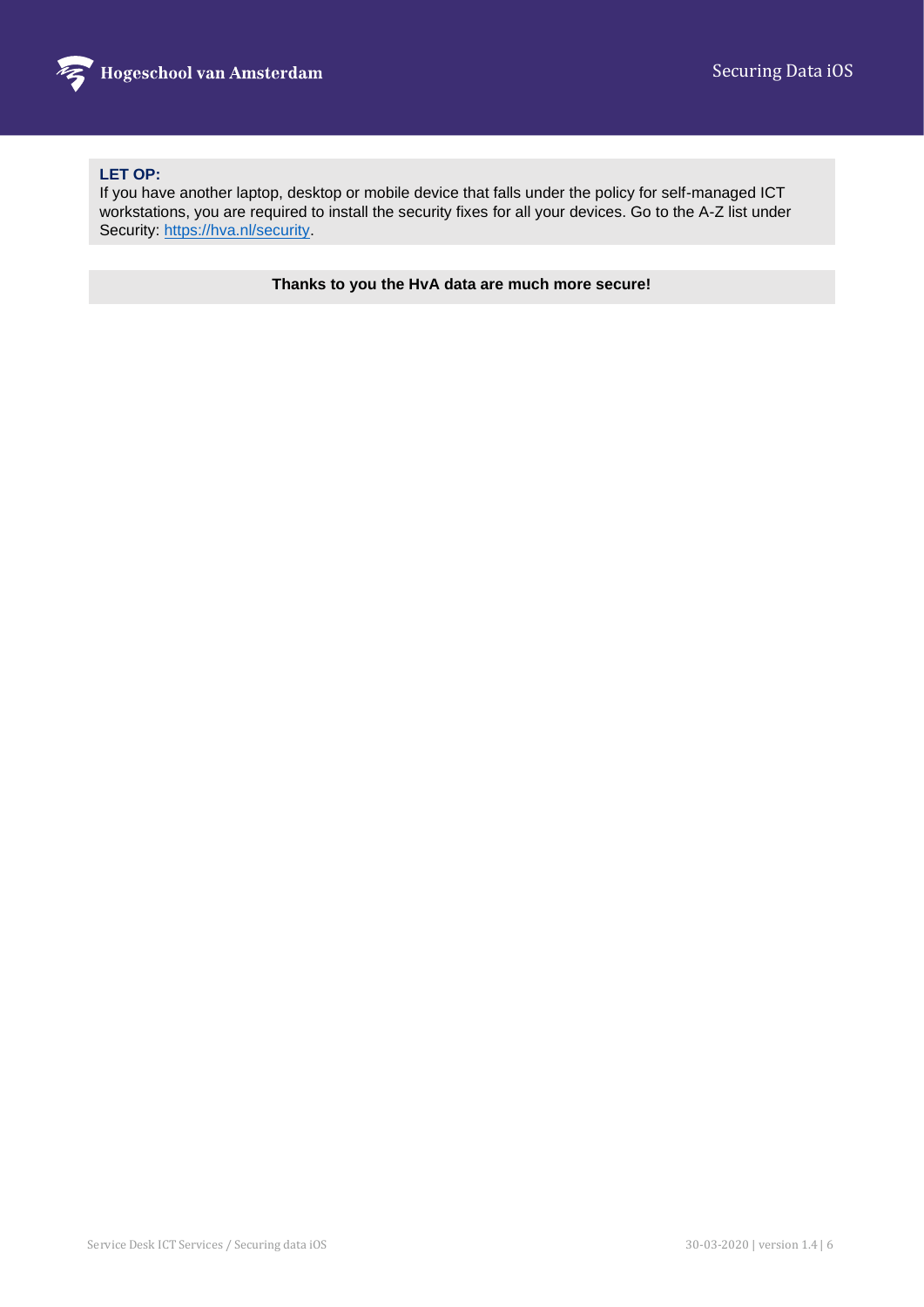**LET OP:**
If you have another laptop, desktop or mobile device that falls under the policy for self-managed ICT workstations, you are required to install the security fixes for all your devices. Go to the A-Z list under Security: https://hva.nl/security.

**Thanks to you the HvA data are much more secure!**